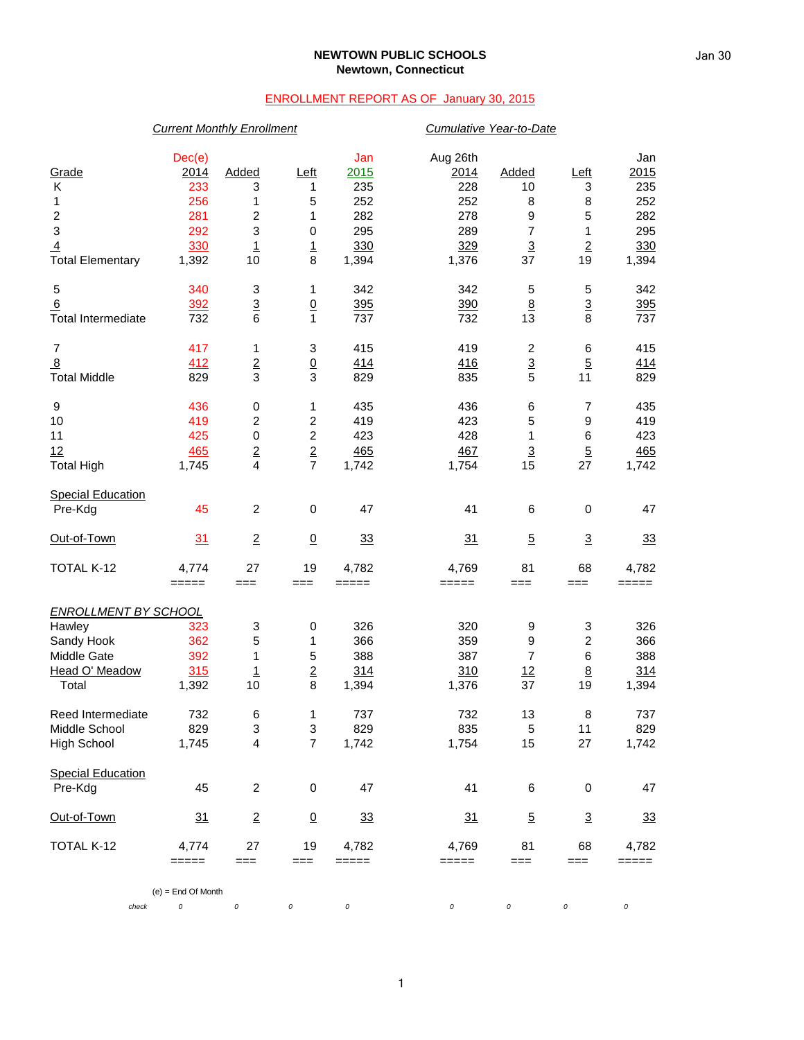**NEWTOWN PUBLIC SCHOOLS**
**Newtown, Connecticut**

ENROLLMENT REPORT AS OF January 30, 2015

| | *Current Monthly Enrollment* | | | | *Cumulative Year-to-Date* | | | |
|---|---|---|---|---|---|---|---|---|
| Grade | Dec(e) 2014 | Added | Left | Jan 2015 | Aug 26th 2014 | Added | Left | Jan 2015 |
| K | 233 | 3 | 1 | 235 | 228 | 10 | 3 | 235 |
| 1 | 256 | 1 | 5 | 252 | 252 | 8 | 8 | 252 |
| 2 | 281 | 2 | 1 | 282 | 278 | 9 | 5 | 282 |
| 3 | 292 | 3 | 0 | 295 | 289 | 7 | 1 | 295 |
| 4 | 330 | 1 | 1 | 330 | 329 | 3 | 2 | 330 |
| Total Elementary | 1,392 | 10 | 8 | 1,394 | 1,376 | 37 | 19 | 1,394 |
| 5 | 340 | 3 | 1 | 342 | 342 | 5 | 5 | 342 |
| 6 | 392 | 3 | 0 | 395 | 390 | 8 | 3 | 395 |
| Total Intermediate | 732 | 6 | 1 | 737 | 732 | 13 | 8 | 737 |
| 7 | 417 | 1 | 3 | 415 | 419 | 2 | 6 | 415 |
| 8 | 412 | 2 | 0 | 414 | 416 | 3 | 5 | 414 |
| Total Middle | 829 | 3 | 3 | 829 | 835 | 5 | 11 | 829 |
| 9 | 436 | 0 | 1 | 435 | 436 | 6 | 7 | 435 |
| 10 | 419 | 2 | 2 | 419 | 423 | 5 | 9 | 419 |
| 11 | 425 | 0 | 2 | 423 | 428 | 1 | 6 | 423 |
| 12 | 465 | 2 | 2 | 465 | 467 | 3 | 5 | 465 |
| Total High | 1,745 | 4 | 7 | 1,742 | 1,754 | 15 | 27 | 1,742 |
| Special Education Pre-Kdg | 45 | 2 | 0 | 47 | 41 | 6 | 0 | 47 |
| Out-of-Town | 31 | 2 | 0 | 33 | 31 | 5 | 3 | 33 |
| TOTAL K-12 | 4,774 | 27 | 19 | 4,782 | 4,769 | 81 | 68 | 4,782 |

*ENROLLMENT BY SCHOOL*

| School | Dec(e) 2014 | Added | Left | Jan 2015 | Aug 26th 2014 | Added | Left | Jan 2015 |
|---|---|---|---|---|---|---|---|---|
| Hawley | 323 | 3 | 0 | 326 | 320 | 9 | 3 | 326 |
| Sandy Hook | 362 | 5 | 1 | 366 | 359 | 9 | 2 | 366 |
| Middle Gate | 392 | 1 | 5 | 388 | 387 | 7 | 6 | 388 |
| Head O' Meadow | 315 | 1 | 2 | 314 | 310 | 12 | 8 | 314 |
| Total | 1,392 | 10 | 8 | 1,394 | 1,376 | 37 | 19 | 1,394 |
| Reed Intermediate | 732 | 6 | 1 | 737 | 732 | 13 | 8 | 737 |
| Middle School | 829 | 3 | 3 | 829 | 835 | 5 | 11 | 829 |
| High School | 1,745 | 4 | 7 | 1,742 | 1,754 | 15 | 27 | 1,742 |
| Special Education Pre-Kdg | 45 | 2 | 0 | 47 | 41 | 6 | 0 | 47 |
| Out-of-Town | 31 | 2 | 0 | 33 | 31 | 5 | 3 | 33 |
| TOTAL K-12 | 4,774 | 27 | 19 | 4,782 | 4,769 | 81 | 68 | 4,782 |
| *check* | 0 | 0 | 0 | 0 | 0 | 0 | 0 | 0 |

(e) = End Of Month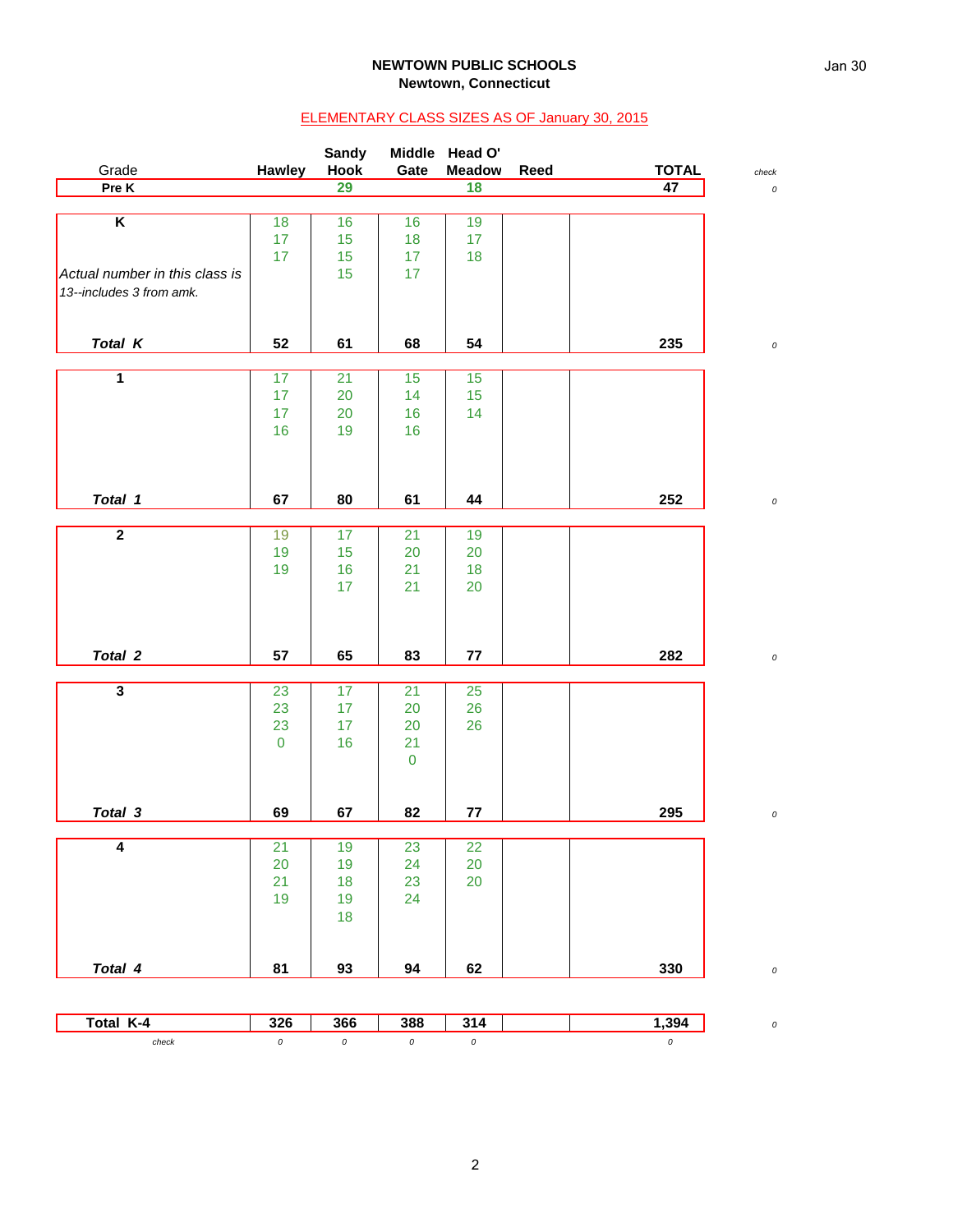NEWTOWN PUBLIC SCHOOLS
Newtown, Connecticut

Jan 30

ELEMENTARY CLASS SIZES AS OF January 30, 2015

| Grade | Hawley | Sandy Hook | Middle Gate | Head O' Meadow | Reed | TOTAL | check |
|---|---|---|---|---|---|---|---|
| **Pre K** | | **29** | | **18** | | **47** | 0 |
| **K** | 18 | 16 | 16 | 19 | | | |
| | 17 | 15 | 18 | 17 | | | |
| | 17 | 15 | 17 | 18 | | | |
| *Actual number in this class is 13--includes 3 from amk.* | | 15 | 17 | | | | |
| ***Total K*** | **52** | **61** | **68** | **54** | | **235** | 0 |
| **1** | 17 | 21 | 15 | 15 | | | |
| | 17 | 20 | 14 | 15 | | | |
| | 17 | 20 | 16 | 14 | | | |
| | 16 | 19 | 16 | | | | |
| ***Total 1*** | **67** | **80** | **61** | **44** | | **252** | 0 |
| **2** | 19 | 17 | 21 | 19 | | | |
| | 19 | 15 | 20 | 20 | | | |
| | 19 | 16 | 21 | 18 | | | |
| | | 17 | 21 | 20 | | | |
| ***Total 2*** | **57** | **65** | **83** | **77** | | **282** | 0 |
| **3** | 23 | 17 | 21 | 25 | | | |
| | 23 | 17 | 20 | 26 | | | |
| | 23 | 17 | 20 | 26 | | | |
| | 0 | 16 | 21 | | | | |
| | | | 0 | | | | |
| ***Total 3*** | **69** | **67** | **82** | **77** | | **295** | 0 |
| **4** | 21 | 19 | 23 | 22 | | | |
| | 20 | 19 | 24 | 20 | | | |
| | 21 | 18 | 23 | 20 | | | |
| | 19 | 19 | 24 | | | | |
| | | 18 | | | | | |
| ***Total 4*** | **81** | **93** | **94** | **62** | | **330** | 0 |
| **Total K-4** | **326** | **366** | **388** | **314** | | **1,394** | 0 |
| *check* | *0* | *0* | *0* | *0* | | *0* | |